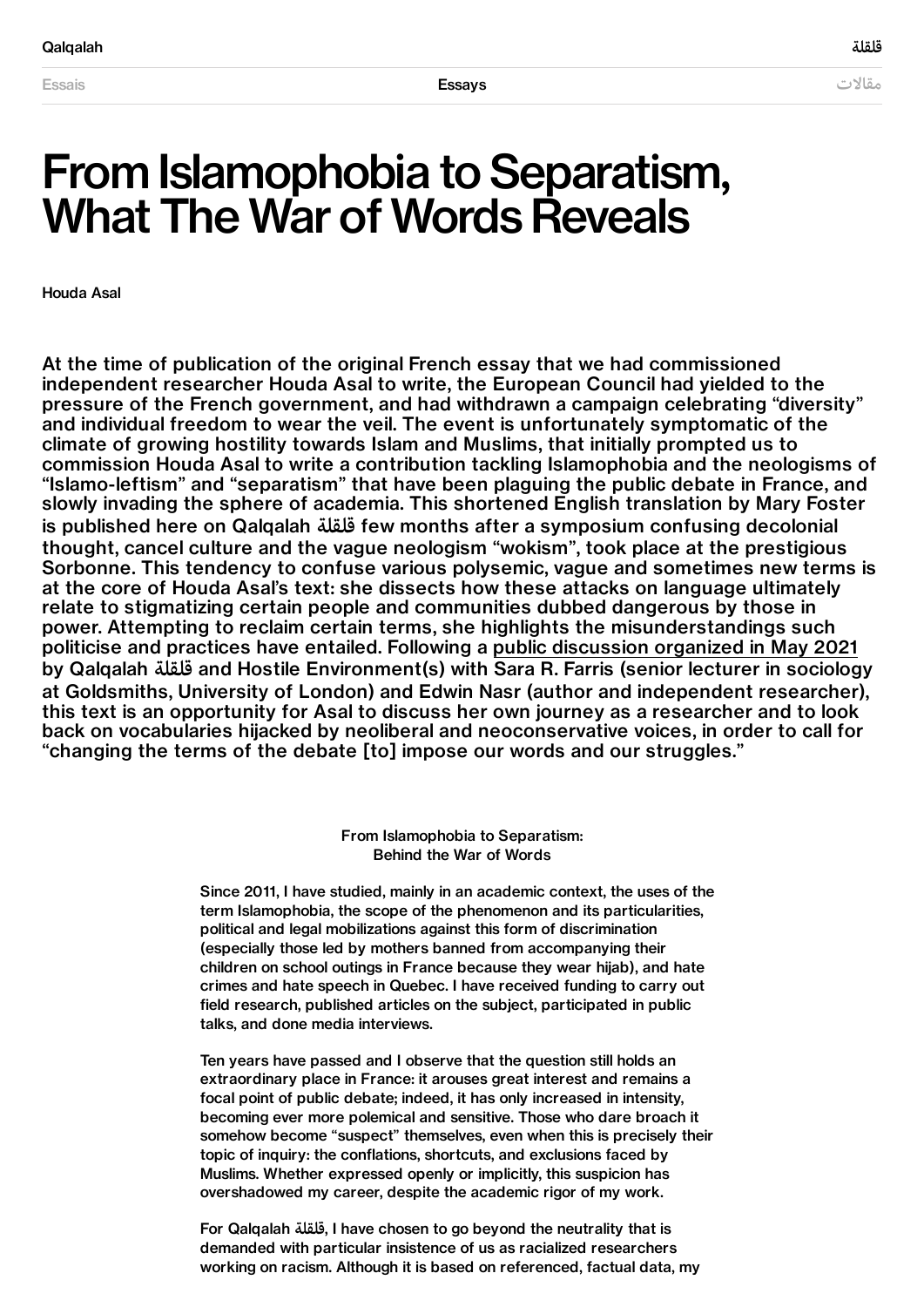# From Islamophobia to Separatism, What The War of Words Reveals

**Houda Asal**

**At the time of publication of the original French essay that we had commissioned independent researcher Houda Asal to write, the European Council had yielded to the pressure of the French government, and had withdrawn a campaign celebrating "diversity" and individual freedom to wear the veil. The event is unfortunately symptomatic of the climate of growing hostility towards Islam and Muslims, that initially prompted us to commission Houda Asal to write a contribution tackling Islamophobia and the neologisms of "Islamo-leftism" and "separatism" that have been plaguing the public debate in France, and slowly invading the sphere of academia. This shortened English translation by Mary Foster is published here on Qalqalah قلقلة few months after a symposium confusing decolonial thought, cancel culture and the vague neologism "wokism", took place at the prestigious Sorbonne. This tendency to confuse various polysemic, vague and sometimes new terms is at the core of Houda Asal's text: she dissects how these attacks on language ultimately relate to stigmatizing certain people and communities dubbed dangerous by those in power. Attempting to reclaim certain terms, she highlights the misunderstandings such politicise and practices have entailed. Following a public discussion organized in May 2021 by Qalqalah قلقلة and Hostile Environment(s) with Sara R. Farris (senior lecturer in sociology at Goldsmiths, University of London) and Edwin Nasr (author and independent researcher), this text is an opportunity for Asal to discuss her own journey as a researcher and to look back on vocabularies hijacked by neoliberal and neoconservative voices, in order to call for "changing the terms of the debate [to] impose our words and our struggles."**

**From Islamophobia to Separatism: Behind the War of Words**

Since 2011, I have studied, mainly in an academic context, the uses of the term Islamophobia, the scope of the phenomenon and its particularities, political and legal mobilizations against this form of discrimination (especially those led by mothers banned from accompanying their children on school outings in France because they wear hijab), and hate crimes and hate speech in Quebec. I have received funding to carry out field research, published articles on the subject, participated in public talks, and done media interviews.

Ten years have passed and I observe that the question still holds an extraordinary place in France: it arouses great interest and remains a focal point of public debate; indeed, it has only increased in intensity, becoming ever more polemical and sensitive. Those who dare broach it somehow become "suspect" themselves, even when this is precisely their topic of inquiry: the conflations, shortcuts, and exclusions faced by Muslims. Whether expressed openly or implicitly, this suspicion has overshadowed my career, despite the academic rigor of my work.

For Qalqalah قلقلة, I have chosen to go beyond the neutrality that is demanded with particular insistence of us as racialized researchers working on racism. Although it is based on referenced, factual data, my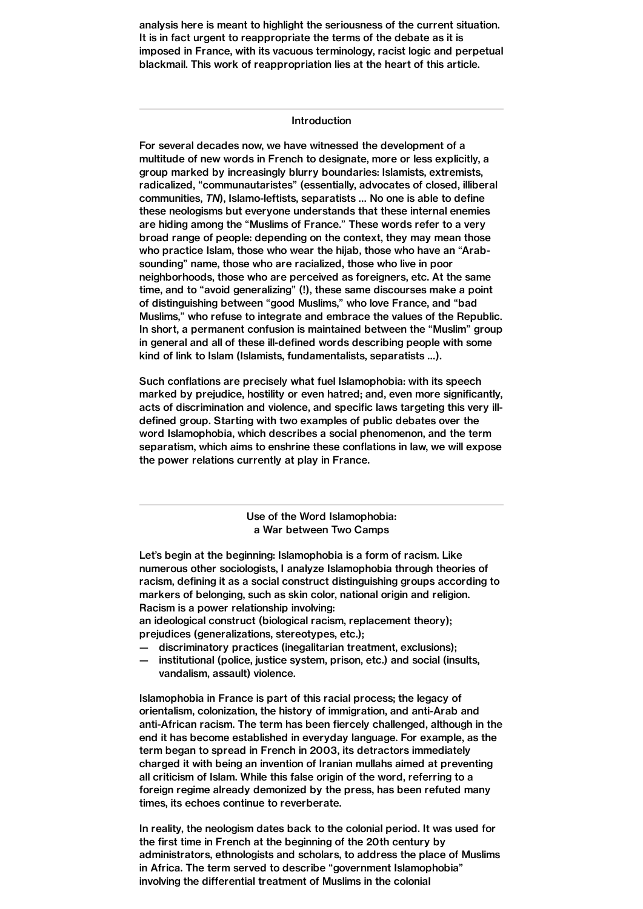analysis here is meant to highlight the seriousness of the current situation. It is in fact urgent to reappropriate the terms of the debate as it is imposed in France, with its vacuous terminology, racist logic and perpetual blackmail. This work of reappropriation lies at the heart of this article.

## Introduction

For several decades now, we have witnessed the development of a multitude of new words in French to designate, more or less explicitly, a group marked by increasingly blurry boundaries: Islamists, extremists, radicalized, "communautaristes" (essentially, advocates of closed, illiberal communities, *TN*), Islamo-leftists, separatists ... No one is able to define these neologisms but everyone understands that these internal enemies are hiding among the "Muslims of France." These words refer to a very broad range of people: depending on the context, they may mean those who practice Islam, those who wear the hijab, those who have an "Arab-sounding" name, those who are racialized, those who live in poor neighborhoods, those who are perceived as foreigners, etc. At the same time, and to "avoid generalizing" (!), these same discourses make a point of distinguishing between "good Muslims," who love France, and "bad Muslims," who refuse to integrate and embrace the values of the Republic. In short, a permanent confusion is maintained between the "Muslim" group in general and all of these ill-defined words describing people with some kind of link to Islam (Islamists, fundamentalists, separatists ...).

Such conflations are precisely what fuel Islamophobia: with its speech marked by prejudice, hostility or even hatred; and, even more significantly, acts of discrimination and violence, and specific laws targeting this very ill-defined group. Starting with two examples of public debates over the word Islamophobia, which describes a social phenomenon, and the term separatism, which aims to enshrine these conflations in law, we will expose the power relations currently at play in France.

## Use of the Word Islamophobia: a War between Two Camps

Let's begin at the beginning: Islamophobia is a form of racism. Like numerous other sociologists, I analyze Islamophobia through theories of racism, defining it as a social construct distinguishing groups according to markers of belonging, such as skin color, national origin and religion. Racism is a power relationship involving:

- an ideological construct (biological racism, replacement theory);
- prejudices (generalizations, stereotypes, etc.);
- discriminatory practices (inegalitarian treatment, exclusions);
- institutional (police, justice system, prison, etc.) and social (insults, vandalism, assault) violence.

Islamophobia in France is part of this racial process; the legacy of orientalism, colonization, the history of immigration, and anti-Arab and anti-African racism. The term has been fiercely challenged, although in the end it has become established in everyday language. For example, as the term began to spread in French in 2003, its detractors immediately charged it with being an invention of Iranian mullahs aimed at preventing all criticism of Islam. While this false origin of the word, referring to a foreign regime already demonized by the press, has been refuted many times, its echoes continue to reverberate.

In reality, the neologism dates back to the colonial period. It was used for the first time in French at the beginning of the 20th century by administrators, ethnologists and scholars, to address the place of Muslims in Africa. The term served to describe "government Islamophobia" involving the differential treatment of Muslims in the colonial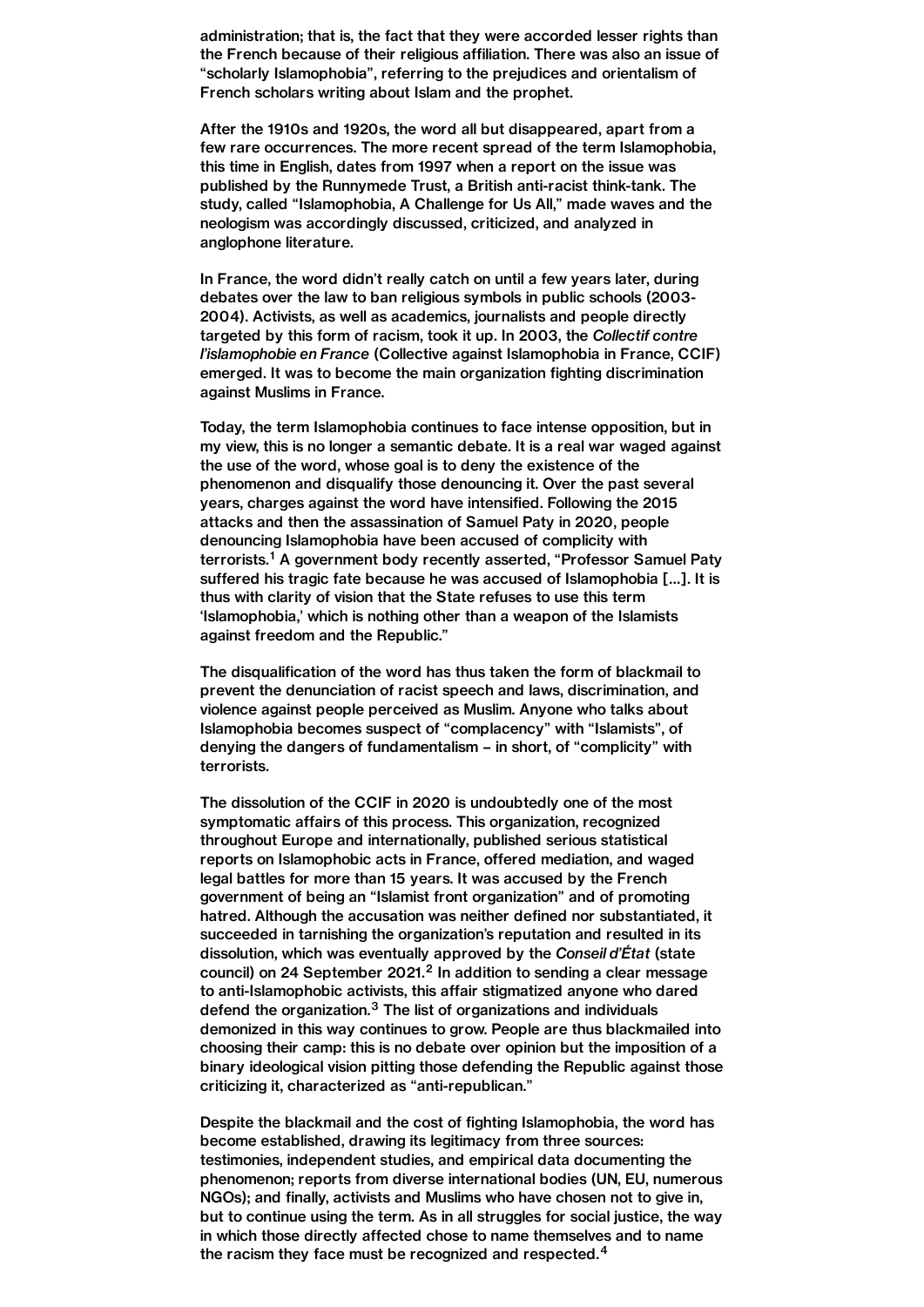administration; that is, the fact that they were accorded lesser rights than the French because of their religious affiliation. There was also an issue of "scholarly Islamophobia", referring to the prejudices and orientalism of French scholars writing about Islam and the prophet.

After the 1910s and 1920s, the word all but disappeared, apart from a few rare occurrences. The more recent spread of the term Islamophobia, this time in English, dates from 1997 when a report on the issue was published by the Runnymede Trust, a British anti-racist think-tank. The study, called "Islamophobia, A Challenge for Us All," made waves and the neologism was accordingly discussed, criticized, and analyzed in anglophone literature.

In France, the word didn't really catch on until a few years later, during debates over the law to ban religious symbols in public schools (2003-2004). Activists, as well as academics, journalists and people directly targeted by this form of racism, took it up. In 2003, the *Collectif contre l'islamophobie en France* (Collective against Islamophobia in France, CCIF) emerged. It was to become the main organization fighting discrimination against Muslims in France.

Today, the term Islamophobia continues to face intense opposition, but in my view, this is no longer a semantic debate. It is a real war waged against the use of the word, whose goal is to deny the existence of the phenomenon and disqualify those denouncing it. Over the past several years, charges against the word have intensified. Following the 2015 attacks and then the assassination of Samuel Paty in 2020, people denouncing Islamophobia have been accused of complicity with terrorists.[1] A government body recently asserted, "Professor Samuel Paty suffered his tragic fate because he was accused of Islamophobia [...]. It is thus with clarity of vision that the State refuses to use this term 'Islamophobia,' which is nothing other than a weapon of the Islamists against freedom and the Republic."

The disqualification of the word has thus taken the form of blackmail to prevent the denunciation of racist speech and laws, discrimination, and violence against people perceived as Muslim. Anyone who talks about Islamophobia becomes suspect of "complacency" with "Islamists", of denying the dangers of fundamentalism – in short, of "complicity" with terrorists.

The dissolution of the CCIF in 2020 is undoubtedly one of the most symptomatic affairs of this process. This organization, recognized throughout Europe and internationally, published serious statistical reports on Islamophobic acts in France, offered mediation, and waged legal battles for more than 15 years. It was accused by the French government of being an "Islamist front organization" and of promoting hatred. Although the accusation was neither defined nor substantiated, it succeeded in tarnishing the organization's reputation and resulted in its dissolution, which was eventually approved by the *Conseil d'État* (state council) on 24 September 2021.[2] In addition to sending a clear message to anti-Islamophobic activists, this affair stigmatized anyone who dared defend the organization.[3] The list of organizations and individuals demonized in this way continues to grow. People are thus blackmailed into choosing their camp: this is no debate over opinion but the imposition of a binary ideological vision pitting those defending the Republic against those criticizing it, characterized as "anti-republican."

Despite the blackmail and the cost of fighting Islamophobia, the word has become established, drawing its legitimacy from three sources: testimonies, independent studies, and empirical data documenting the phenomenon; reports from diverse international bodies (UN, EU, numerous NGOs); and finally, activists and Muslims who have chosen not to give in, but to continue using the term. As in all struggles for social justice, the way in which those directly affected chose to name themselves and to name the racism they face must be recognized and respected.[4]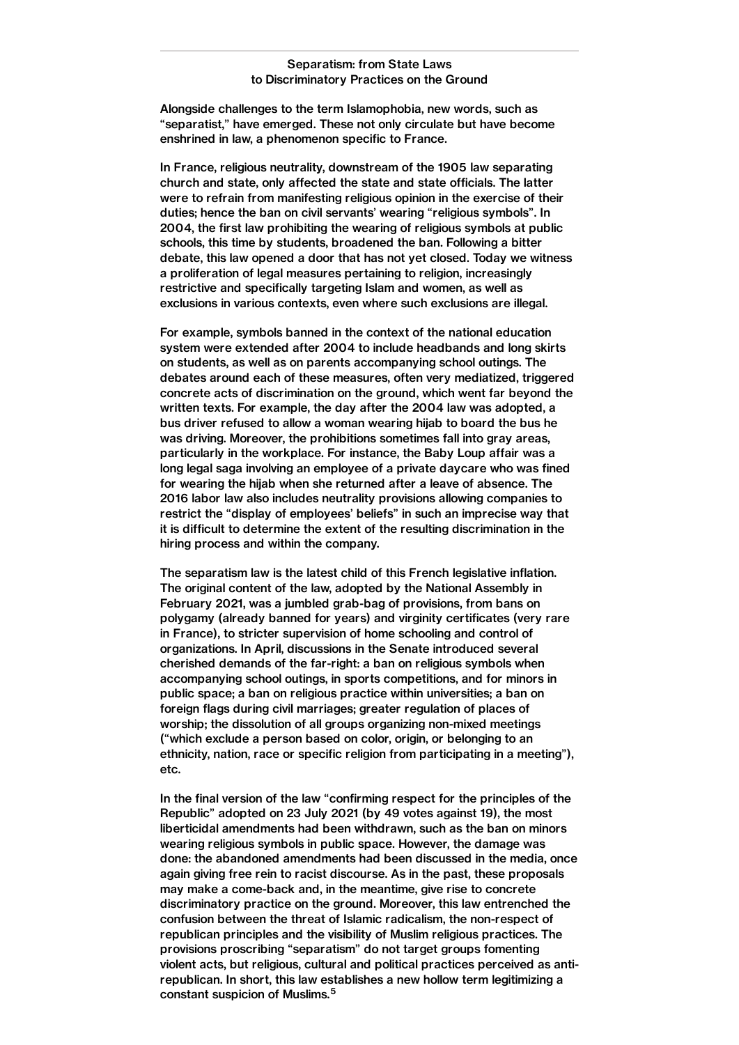## Separatism: from State Laws to Discriminatory Practices on the Ground

Alongside challenges to the term Islamophobia, new words, such as "separatist," have emerged. These not only circulate but have become enshrined in law, a phenomenon specific to France.

In France, religious neutrality, downstream of the 1905 law separating church and state, only affected the state and state officials. The latter were to refrain from manifesting religious opinion in the exercise of their duties; hence the ban on civil servants' wearing "religious symbols". In 2004, the first law prohibiting the wearing of religious symbols at public schools, this time by students, broadened the ban. Following a bitter debate, this law opened a door that has not yet closed. Today we witness a proliferation of legal measures pertaining to religion, increasingly restrictive and specifically targeting Islam and women, as well as exclusions in various contexts, even where such exclusions are illegal.

For example, symbols banned in the context of the national education system were extended after 2004 to include headbands and long skirts on students, as well as on parents accompanying school outings. The debates around each of these measures, often very mediatized, triggered concrete acts of discrimination on the ground, which went far beyond the written texts. For example, the day after the 2004 law was adopted, a bus driver refused to allow a woman wearing hijab to board the bus he was driving. Moreover, the prohibitions sometimes fall into gray areas, particularly in the workplace. For instance, the Baby Loup affair was a long legal saga involving an employee of a private daycare who was fined for wearing the hijab when she returned after a leave of absence. The 2016 labor law also includes neutrality provisions allowing companies to restrict the "display of employees' beliefs" in such an imprecise way that it is difficult to determine the extent of the resulting discrimination in the hiring process and within the company.

The separatism law is the latest child of this French legislative inflation. The original content of the law, adopted by the National Assembly in February 2021, was a jumbled grab-bag of provisions, from bans on polygamy (already banned for years) and virginity certificates (very rare in France), to stricter supervision of home schooling and control of organizations. In April, discussions in the Senate introduced several cherished demands of the far-right: a ban on religious symbols when accompanying school outings, in sports competitions, and for minors in public space; a ban on religious practice within universities; a ban on foreign flags during civil marriages; greater regulation of places of worship; the dissolution of all groups organizing non-mixed meetings ("which exclude a person based on color, origin, or belonging to an ethnicity, nation, race or specific religion from participating in a meeting"), etc.

In the final version of the law "confirming respect for the principles of the Republic" adopted on 23 July 2021 (by 49 votes against 19), the most liberticidal amendments had been withdrawn, such as the ban on minors wearing religious symbols in public space. However, the damage was done: the abandoned amendments had been discussed in the media, once again giving free rein to racist discourse. As in the past, these proposals may make a come-back and, in the meantime, give rise to concrete discriminatory practice on the ground. Moreover, this law entrenched the confusion between the threat of Islamic radicalism, the non-respect of republican principles and the visibility of Muslim religious practices. The provisions proscribing "separatism" do not target groups fomenting violent acts, but religious, cultural and political practices perceived as anti-republican. In short, this law establishes a new hollow term legitimizing a constant suspicion of Muslims.[5]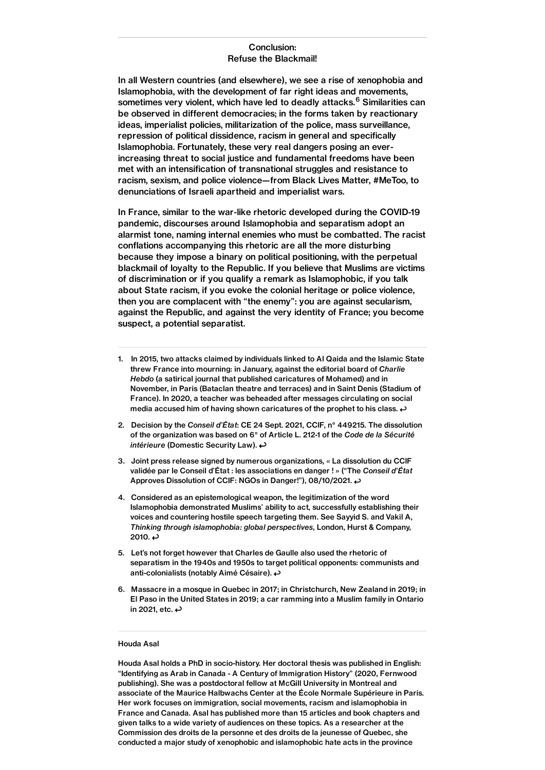## Conclusion:
## Refuse the Blackmail!

In all Western countries (and elsewhere), we see a rise of xenophobia and Islamophobia, with the development of far right ideas and movements, sometimes very violent, which have led to deadly attacks.[6] Similarities can be observed in different democracies; in the forms taken by reactionary ideas, imperialist policies, militarization of the police, mass surveillance, repression of political dissidence, racism in general and specifically Islamophobia. Fortunately, these very real dangers posing an ever-increasing threat to social justice and fundamental freedoms have been met with an intensification of transnational struggles and resistance to racism, sexism, and police violence—from Black Lives Matter, #MeToo, to denunciations of Israeli apartheid and imperialist wars.

In France, similar to the war-like rhetoric developed during the COVID-19 pandemic, discourses around Islamophobia and separatism adopt an alarmist tone, naming internal enemies who must be combatted. The racist conflations accompanying this rhetoric are all the more disturbing because they impose a binary on political positioning, with the perpetual blackmail of loyalty to the Republic. If you believe that Muslims are victims of discrimination or if you qualify a remark as Islamophobic, if you talk about State racism, if you evoke the colonial heritage or police violence, then you are complacent with "the enemy": you are against secularism, against the Republic, and against the very identity of France; you become suspect, a potential separatist.

---

1. In 2015, two attacks claimed by individuals linked to Al Qaida and the Islamic State threw France into mourning: in January, against the editorial board of *Charlie Hebdo* (a satirical journal that published caricatures of Mohamed) and in November, in Paris (Bataclan theatre and terraces) and in Saint Denis (Stadium of France). In 2020, a teacher was beheaded after messages circulating on social media accused him of having shown caricatures of the prophet to his class. ↩

2. Decision by the *Conseil d'État*: CE 24 Sept. 2021, CCIF, n° 449215. The dissolution of the organization was based on 6° of Article L. 212-1 of the *Code de la Sécurité intérieure* (Domestic Security Law). ↩

3. Joint press release signed by numerous organizations, « La dissolution du CCIF validée par le Conseil d'État : les associations en danger ! » ("The *Conseil d'État* Approves Dissolution of CCIF: NGOs in Danger!"), 08/10/2021. ↩

4. Considered as an epistemological weapon, the legitimization of the word Islamophobia demonstrated Muslims' ability to act, successfully establishing their voices and countering hostile speech targeting them. See Sayyid S. and Vakil A, *Thinking through islamophobia: global perspectives*, London, Hurst & Company, 2010. ↩

5. Let's not forget however that Charles de Gaulle also used the rhetoric of separatism in the 1940s and 1950s to target political opponents: communists and anti-colonialists (notably Aimé Césaire). ↩

6. Massacre in a mosque in Quebec in 2017; in Christchurch, New Zealand in 2019; in El Paso in the United States in 2019; a car ramming into a Muslim family in Ontario in 2021, etc. ↩

---

**Houda Asal**

Houda Asal holds a PhD in socio-history. Her doctoral thesis was published in English: "Identifying as Arab in Canada - A Century of Immigration History" (2020, Fernwood publishing). She was a postdoctoral fellow at McGill University in Montreal and associate of the Maurice Halbwachs Center at the École Normale Supérieure in Paris. Her work focuses on immigration, social movements, racism and islamophobia in France and Canada. Asal has published more than 15 articles and book chapters and given talks to a wide variety of audiences on these topics. As a researcher at the Commission des droits de la personne et des droits de la jeunesse of Quebec, she conducted a major study of xenophobic and islamophobic hate acts in the province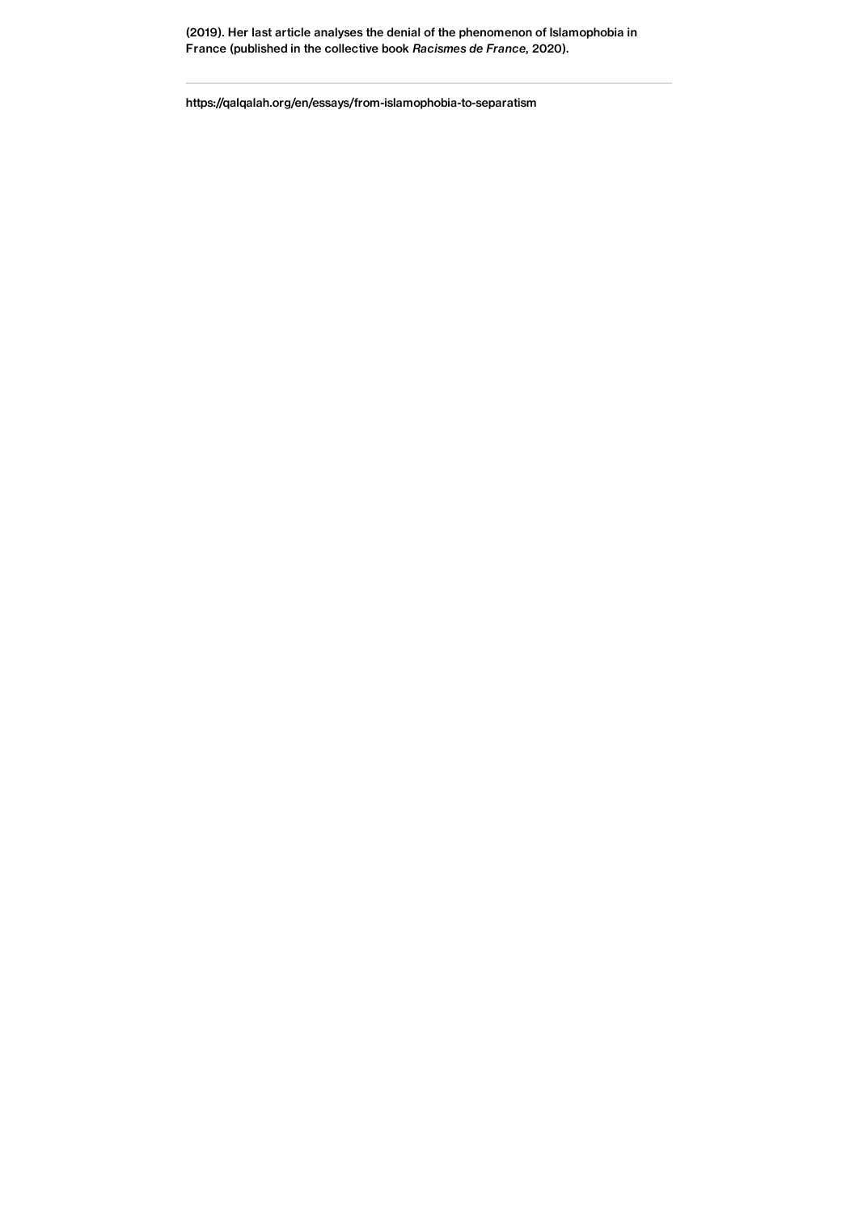(2019). Her last article analyses the denial of the phenomenon of Islamophobia in France (published in the collective book *Racismes de France,* 2020).

---

https://qalqalah.org/en/essays/from-islamophobia-to-separatism